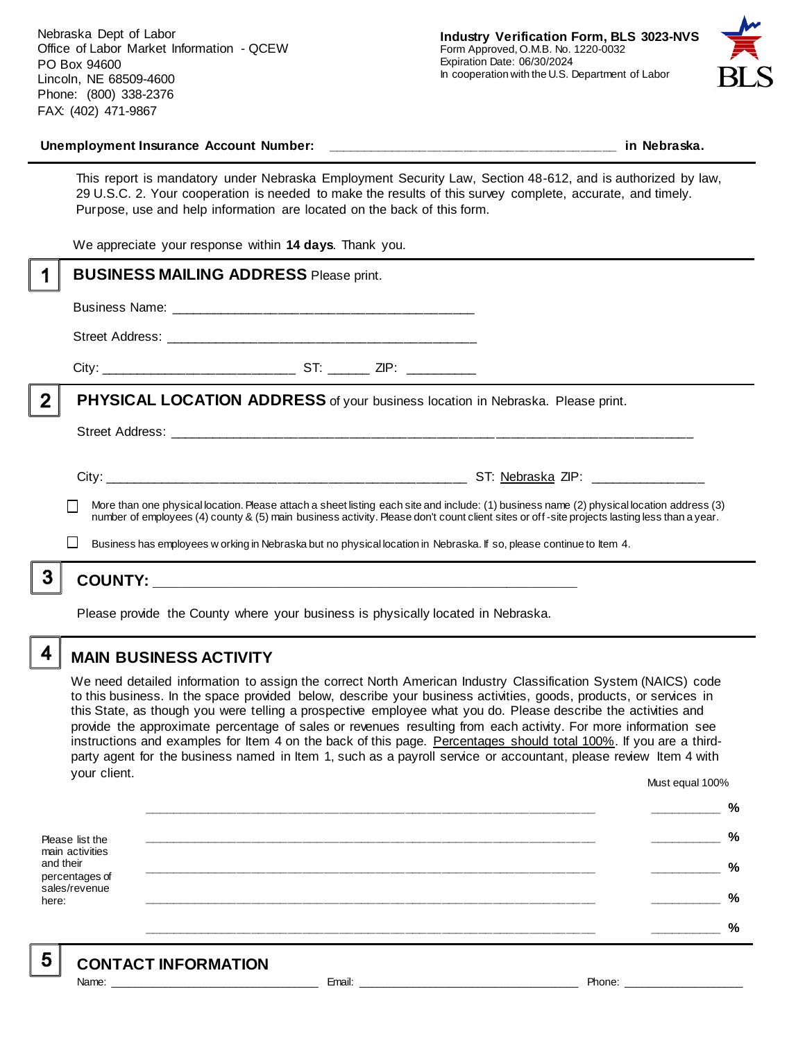Nebraska Dept of Labor
Office of Labor Market Information - QCEW
PO Box 94600
Lincoln, NE 68509-4600
Phone: (800) 338-2376
FAX: (402) 471-9867

**Industry Verification Form, BLS 3023-NVS**
Form Approved, O.M.B. No. 1220-0032
Expiration Date: 06/30/2024
In cooperation with the U.S. Department of Labor

**Unemployment Insurance Account Number:** ______________________________________ **in Nebraska.**

This report is mandatory under Nebraska Employment Security Law, Section 48-612, and is authorized by law, 29 U.S.C. 2. Your cooperation is needed to make the results of this survey complete, accurate, and timely. Purpose, use and help information are located on the back of this form.

We appreciate your response within **14 days**. Thank you.

## 1 BUSINESS MAILING ADDRESS Please print.

Business Name: ________________________________________

Street Address: ________________________________________

City: _________________________ ST: ______ ZIP: _________

## 2 PHYSICAL LOCATION ADDRESS of your business location in Nebraska. Please print.

Street Address: ______________________________________________________________________

City: ________________________________________________ ST: Nebraska ZIP: _______________

☐ More than one physical location. Please attach a sheet listing each site and include: (1) business name (2) physical location address (3) number of employees (4) county & (5) main business activity. Please don't count client sites or off-site projects lasting less than a year.

☐ Business has employees working in Nebraska but no physical location in Nebraska. If so, please continue to Item 4.

## 3 COUNTY: ________________________________________________________

Please provide the County where your business is physically located in Nebraska.

## 4 MAIN BUSINESS ACTIVITY

We need detailed information to assign the correct North American Industry Classification System (NAICS) code to this business. In the space provided below, describe your business activities, goods, products, or services in this State, as though you were telling a prospective employee what you do. Please describe the activities and provide the approximate percentage of sales or revenues resulting from each activity. For more information see instructions and examples for Item 4 on the back of this page. Percentages should total 100%. If you are a third-party agent for the business named in Item 1, such as a payroll service or accountant, please review Item 4 with your client.

Please list the main activities and their percentages of sales/revenue here:

| | Must equal 100% |
|---|---|
| ____________________________________________________________ | __________ % |
| ____________________________________________________________ | __________ % |
| ____________________________________________________________ | __________ % |
| ____________________________________________________________ | __________ % |
| ____________________________________________________________ | __________ % |

## 5 CONTACT INFORMATION

Name: ______________________________ Email: ________________________________ Phone: ___________________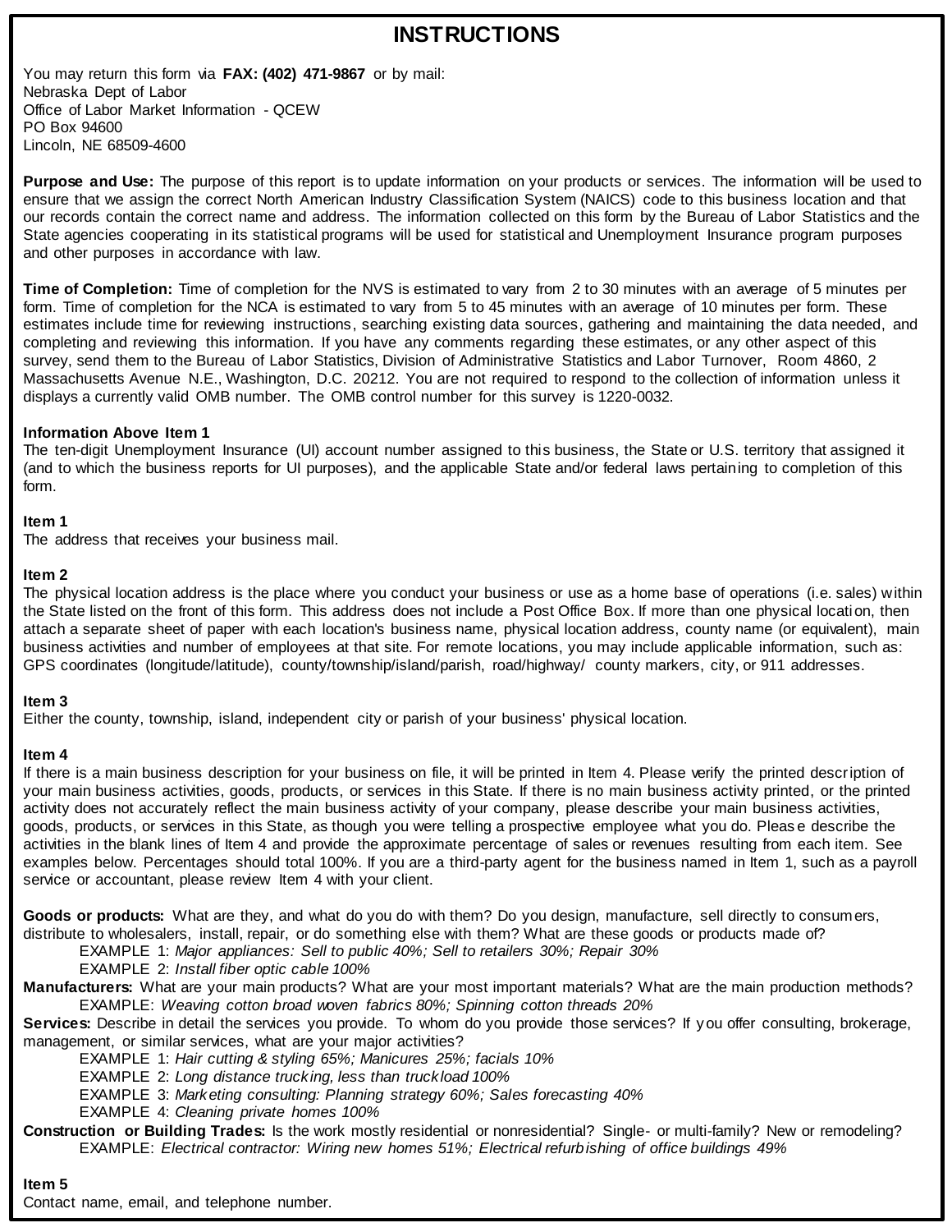# INSTRUCTIONS

You may return this form via **FAX: (402) 471-9867** or by mail:
Nebraska Dept of Labor
Office of Labor Market Information - QCEW
PO Box 94600
Lincoln, NE 68509-4600

**Purpose and Use:** The purpose of this report is to update information on your products or services. The information will be used to ensure that we assign the correct North American Industry Classification System (NAICS) code to this business location and that our records contain the correct name and address. The information collected on this form by the Bureau of Labor Statistics and the State agencies cooperating in its statistical programs will be used for statistical and Unemployment Insurance program purposes and other purposes in accordance with law.

**Time of Completion:** Time of completion for the NVS is estimated to vary from 2 to 30 minutes with an average of 5 minutes per form. Time of completion for the NCA is estimated to vary from 5 to 45 minutes with an average of 10 minutes per form. These estimates include time for reviewing instructions, searching existing data sources, gathering and maintaining the data needed, and completing and reviewing this information. If you have any comments regarding these estimates, or any other aspect of this survey, send them to the Bureau of Labor Statistics, Division of Administrative Statistics and Labor Turnover, Room 4860, 2 Massachusetts Avenue N.E., Washington, D.C. 20212. You are not required to respond to the collection of information unless it displays a currently valid OMB number. The OMB control number for this survey is 1220-0032.

**Information Above Item 1**
The ten-digit Unemployment Insurance (UI) account number assigned to this business, the State or U.S. territory that assigned it (and to which the business reports for UI purposes), and the applicable State and/or federal laws pertaining to completion of this form.

**Item 1**
The address that receives your business mail.

**Item 2**
The physical location address is the place where you conduct your business or use as a home base of operations (i.e. sales) within the State listed on the front of this form. This address does not include a Post Office Box. If more than one physical location, then attach a separate sheet of paper with each location's business name, physical location address, county name (or equivalent), main business activities and number of employees at that site. For remote locations, you may include applicable information, such as: GPS coordinates (longitude/latitude), county/township/island/parish, road/highway/ county markers, city, or 911 addresses.

**Item 3**
Either the county, township, island, independent city or parish of your business' physical location.

**Item 4**
If there is a main business description for your business on file, it will be printed in Item 4. Please verify the printed description of your main business activities, goods, products, or services in this State. If there is no main business activity printed, or the printed activity does not accurately reflect the main business activity of your company, please describe your main business activities, goods, products, or services in this State, as though you were telling a prospective employee what you do. Please describe the activities in the blank lines of Item 4 and provide the approximate percentage of sales or revenues resulting from each item. See examples below. Percentages should total 100%. If you are a third-party agent for the business named in Item 1, such as a payroll service or accountant, please review Item 4 with your client.

**Goods or products:** What are they, and what do you do with them? Do you design, manufacture, sell directly to consumers, distribute to wholesalers, install, repair, or do something else with them? What are these goods or products made of?
   EXAMPLE 1: *Major appliances: Sell to public 40%; Sell to retailers 30%; Repair 30%*
   EXAMPLE 2: *Install fiber optic cable 100%*

**Manufacturers:** What are your main products? What are your most important materials? What are the main production methods?
   EXAMPLE: *Weaving cotton broad woven fabrics 80%; Spinning cotton threads 20%*

**Services:** Describe in detail the services you provide. To whom do you provide those services? If you offer consulting, brokerage, management, or similar services, what are your major activities?
   EXAMPLE 1: *Hair cutting & styling 65%; Manicures 25%; facials 10%*
   EXAMPLE 2: *Long distance trucking, less than truckload 100%*
   EXAMPLE 3: *Marketing consulting: Planning strategy 60%; Sales forecasting 40%*
   EXAMPLE 4: *Cleaning private homes 100%*

**Construction or Building Trades:** Is the work mostly residential or nonresidential? Single- or multi-family? New or remodeling?
   EXAMPLE: *Electrical contractor: Wiring new homes 51%; Electrical refurbishing of office buildings 49%*

**Item 5**
Contact name, email, and telephone number.